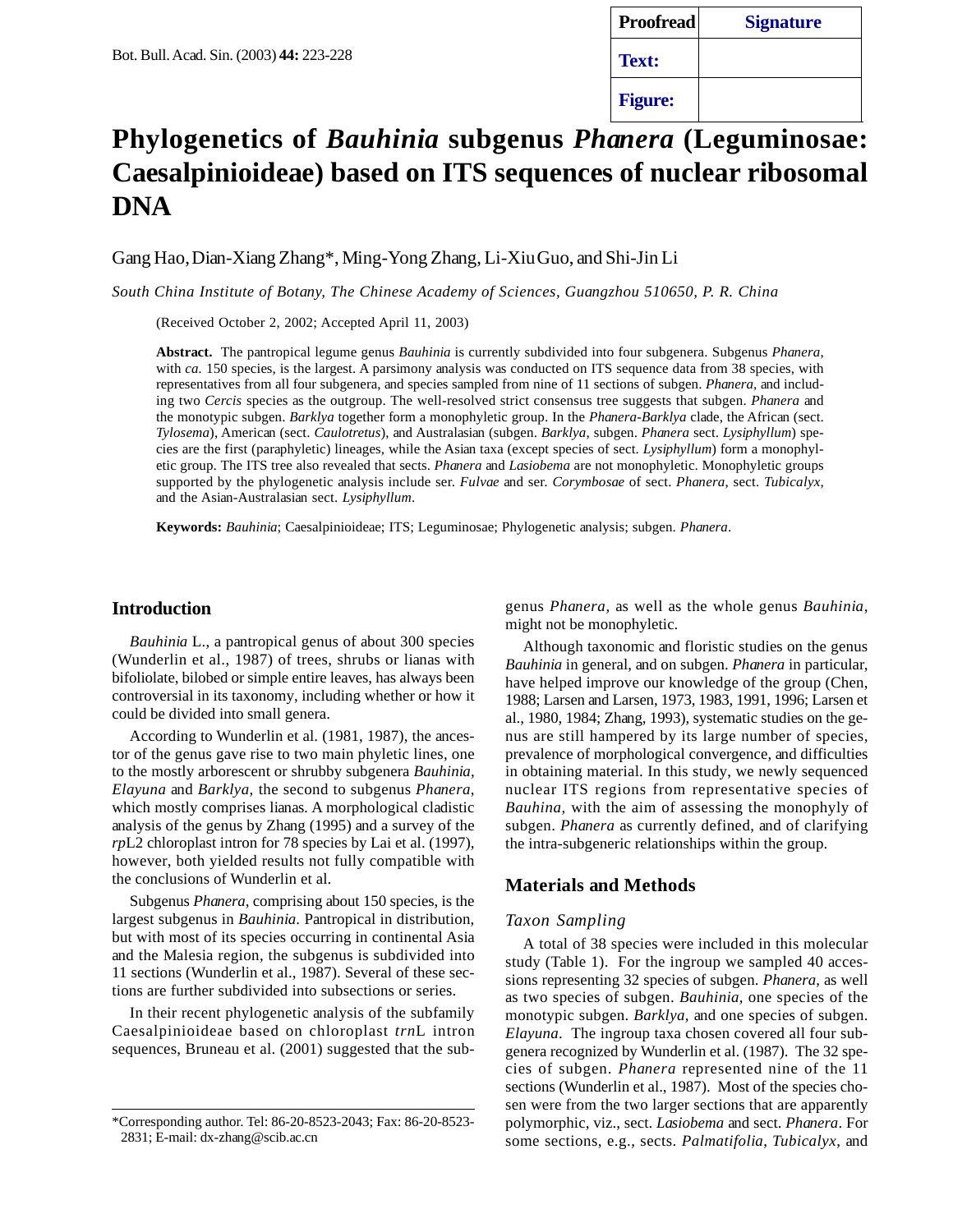# Phylogenetics of *Bauhinia* subgenus *Phanera* (Leguminosae: Caesalpinioideae) based on ITS sequences of nuclear ribosomal DNA

Gang Hao, Dian-Xiang Zhang*, Ming-Yong Zhang, Li-Xiu Guo, and Shi-Jin Li

*South China Institute of Botany, The Chinese Academy of Sciences, Guangzhou 510650, P. R. China*

(Received October 2, 2002; Accepted April 11, 2003)

**Abstract.** The pantropical legume genus *Bauhinia* is currently subdivided into four subgenera. Subgenus *Phanera*, with *ca.* 150 species, is the largest. A parsimony analysis was conducted on ITS sequence data from 38 species, with representatives from all four subgenera, and species sampled from nine of 11 sections of subgen. *Phanera*, and including two *Cercis* species as the outgroup. The well-resolved strict consensus tree suggests that subgen. *Phanera* and the monotypic subgen. *Barklya* together form a monophyletic group. In the *Phanera-Barklya* clade, the African (sect. *Tylosema*), American (sect. *Caulotretus*), and Australasian (subgen. *Barklya*, subgen. *Phanera* sect. *Lysiphyllum*) species are the first (paraphyletic) lineages, while the Asian taxa (except species of sect. *Lysiphyllum*) form a monophyletic group. The ITS tree also revealed that sects. *Phanera* and *Lasiobema* are not monophyletic. Monophyletic groups supported by the phylogenetic analysis include ser. *Fulvae* and ser. *Corymbosae* of sect. *Phanera*, sect. *Tubicalyx*, and the Asian-Australasian sect. *Lysiphyllum*.

**Keywords:** *Bauhinia*; Caesalpinioideae; ITS; Leguminosae; Phylogenetic analysis; subgen. *Phanera*.

## Introduction

*Bauhinia* L., a pantropical genus of about 300 species (Wunderlin et al., 1987) of trees, shrubs or lianas with bifoliolate, bilobed or simple entire leaves, has always been controversial in its taxonomy, including whether or how it could be divided into small genera.

According to Wunderlin et al. (1981, 1987), the ancestor of the genus gave rise to two main phyletic lines, one to the mostly arborescent or shrubby subgenera *Bauhinia*, *Elayuna* and *Barklya*, the second to subgenus *Phanera*, which mostly comprises lianas. A morphological cladistic analysis of the genus by Zhang (1995) and a survey of the *rp*L2 chloroplast intron for 78 species by Lai et al. (1997), however, both yielded results not fully compatible with the conclusions of Wunderlin et al.

Subgenus *Phanera*, comprising about 150 species, is the largest subgenus in *Bauhinia*. Pantropical in distribution, but with most of its species occurring in continental Asia and the Malesia region, the subgenus is subdivided into 11 sections (Wunderlin et al., 1987). Several of these sections are further subdivided into subsections or series.

In their recent phylogenetic analysis of the subfamily Caesalpinioideae based on chloroplast *trn*L intron sequences, Bruneau et al. (2001) suggested that the subgenus *Phanera*, as well as the whole genus *Bauhinia*, might not be monophyletic.

Although taxonomic and floristic studies on the genus *Bauhinia* in general, and on subgen. *Phanera* in particular, have helped improve our knowledge of the group (Chen, 1988; Larsen and Larsen, 1973, 1983, 1991, 1996; Larsen et al., 1980, 1984; Zhang, 1993), systematic studies on the genus are still hampered by its large number of species, prevalence of morphological convergence, and difficulties in obtaining material. In this study, we newly sequenced nuclear ITS regions from representative species of *Bauhina*, with the aim of assessing the monophy of subgen. *Phanera* as currently defined, and of clarifying the intra-subgeneric relationships within the group.

## Materials and Methods

### *Taxon Sampling*

A total of 38 species were included in this molecular study (Table 1). For the ingroup we sampled 40 accessions representing 32 species of subgen. *Phanera*, as well as two species of subgen. *Bauhinia*, one species of the monotypic subgen. *Barklya*, and one species of subgen. *Elayuna*. The ingroup taxa chosen covered all four subgenera recognized by Wunderlin et al. (1987). The 32 species of subgen. *Phanera* represented nine of the 11 sections (Wunderlin et al., 1987). Most of the species chosen were from the two larger sections that are apparently polymorphic, viz., sect. *Lasiobema* and sect. *Phanera*. For some sections, e.g., sects. *Palmatifolia*, *Tubicalyx*, and

*Corresponding author. Tel: 86-20-8523-2043; Fax: 86-20-8523-2831; E-mail: dx-zhang@scib.ac.cn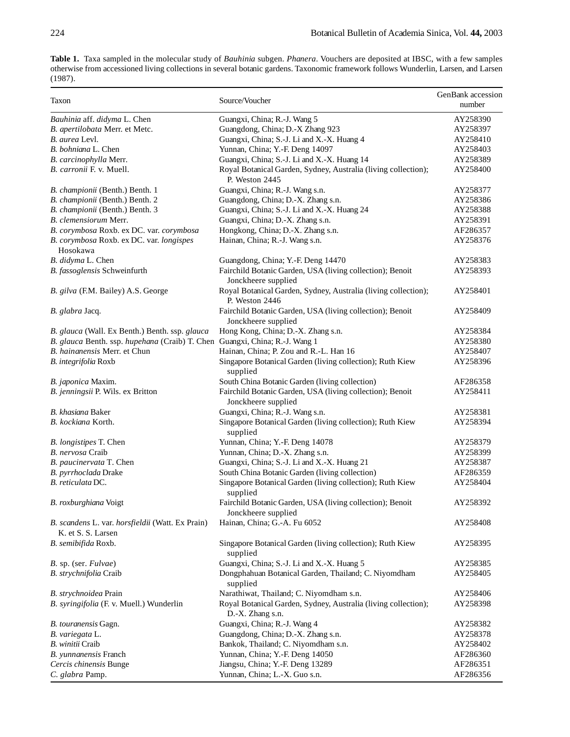**Table 1.** Taxa sampled in the molecular study of *Bauhinia* subgen. *Phanera*. Vouchers are deposited at IBSC, with a few samples otherwise from accessioned living collections in several botanic gardens. Taxonomic framework follows Wunderlin, Larsen, and Larsen (1987).

| Taxon | Source/Voucher | GenBank accession number |
|---|---|---|
| *Bauhinia* aff. *didyma* L. Chen | Guangxi, China; R.-J. Wang 5 | AY258390 |
| *B. apertilobata* Merr. et Metc. | Guangdong, China; D.-X Zhang 923 | AY258397 |
| *B. aurea* Levl. | Guangxi, China; S.-J. Li and X.-X. Huang 4 | AY258410 |
| *B. bohniana* L. Chen | Yunnan, China; Y.-F. Deng 14097 | AY258403 |
| *B. carcinophylla* Merr. | Guangxi, China; S.-J. Li and X.-X. Huang 14 | AY258389 |
| *B. carronii* F. v. Muell. | Royal Botanical Garden, Sydney, Australia (living collection); P. Weston 2445 | AY258400 |
| *B. championii* (Benth.) Benth. 1 | Guangxi, China; R.-J. Wang s.n. | AY258377 |
| *B. championii* (Benth.) Benth. 2 | Guangdong, China; D.-X. Zhang s.n. | AY258386 |
| *B. championii* (Benth.) Benth. 3 | Guangxi, China; S.-J. Li and X.-X. Huang 24 | AY258388 |
| *B. clemensiorum* Merr. | Guangxi, China; D.-X. Zhang s.n. | AY258391 |
| *B. corymbosa* Roxb. ex DC. var. *corymbosa* | Hongkong, China; D.-X. Zhang s.n. | AF286357 |
| *B. corymbosa* Roxb. ex DC. var. *longispes* Hosokawa | Hainan, China; R.-J. Wang s.n. | AY258376 |
| *B. didyma* L. Chen | Guangdong, China; Y.-F. Deng 14470 | AY258383 |
| *B. fassoglensis* Schweinfurth | Fairchild Botanic Garden, USA (living collection); Benoit Jonckheere supplied | AY258393 |
| *B. gilva* (F.M. Bailey) A.S. George | Royal Botanical Garden, Sydney, Australia (living collection); P. Weston 2446 | AY258401 |
| *B. glabra* Jacq. | Fairchild Botanic Garden, USA (living collection); Benoit Jonckheere supplied | AY258409 |
| *B. glauca* (Wall. Ex Benth.) Benth. ssp. *glauca* | Hong Kong, China; D.-X. Zhang s.n. | AY258384 |
| *B. glauca* Benth. ssp. *hupehana* (Craib) T. Chen | Guangxi, China; R.-J. Wang 1 | AY258380 |
| *B. hainanensis* Merr. et Chun | Hainan, China; P. Zou and R.-L. Han 16 | AY258407 |
| *B. integrifolia* Roxb | Singapore Botanical Garden (living collection); Ruth Kiew supplied | AY258396 |
| *B. japonica* Maxim. | South China Botanic Garden (living collection) | AF286358 |
| *B. jenningsii* P. Wils. ex Britton | Fairchild Botanic Garden, USA (living collection); Benoit Jonckheere supplied | AY258411 |
| *B. khasiana* Baker | Guangxi, China; R.-J. Wang s.n. | AY258381 |
| *B. kockiana* Korth. | Singapore Botanical Garden (living collection); Ruth Kiew supplied | AY258394 |
| *B. longistipes* T. Chen | Yunnan, China; Y.-F. Deng 14078 | AY258379 |
| *B. nervosa* Craib | Yunnan, China; D.-X. Zhang s.n. | AY258399 |
| *B. paucinervata* T. Chen | Guangxi, China; S.-J. Li and X.-X. Huang 21 | AY258387 |
| *B. pyrrhoclada* Drake | South China Botanic Garden (living collection) | AF286359 |
| *B. reticulata* DC. | Singapore Botanical Garden (living collection); Ruth Kiew supplied | AY258404 |
| *B. roxburghiana* Voigt | Fairchild Botanic Garden, USA (living collection); Benoit Jonckheere supplied | AY258392 |
| *B. scandens* L. var. *horsfieldii* (Watt. Ex Prain) K. et S. S. Larsen | Hainan, China; G.-A. Fu 6052 | AY258408 |
| *B. semibifida* Roxb. | Singapore Botanical Garden (living collection); Ruth Kiew supplied | AY258395 |
| *B.* sp. (ser. *Fulvae*) | Guangxi, China; S.-J. Li and X.-X. Huang 5 | AY258385 |
| *B. strychnifolia* Craib | Dongphahuan Botanical Garden, Thailand; C. Niyomdham supplied | AY258405 |
| *B. strychnoidea* Prain | Narathiwat, Thailand; C. Niyomdham s.n. | AY258406 |
| *B. syringifolia* (F. v. Muell.) Wunderlin | Royal Botanical Garden, Sydney, Australia (living collection); D.-X. Zhang s.n. | AY258398 |
| *B. touranensis* Gagn. | Guangxi, China; R.-J. Wang 4 | AY258382 |
| *B. variegata* L. | Guangdong, China; D.-X. Zhang s.n. | AY258378 |
| *B. winitii* Craib | Bankok, Thailand; C. Niyomdham s.n. | AY258402 |
| *B. yunnanensis* Franch | Yunnan, China; Y.-F. Deng 14050 | AF286360 |
| *Cercis chinensis* Bunge | Jiangsu, China; Y.-F. Deng 13289 | AF286351 |
| *C. glabra* Pamp. | Yunnan, China; L.-X. Guo s.n. | AF286356 |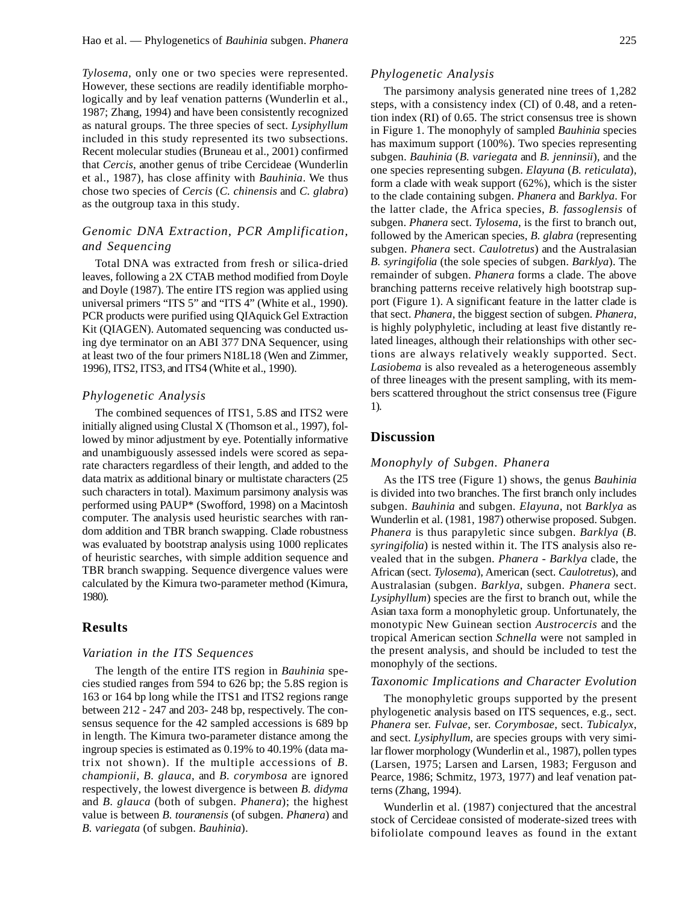*Tylosema*, only one or two species were represented. However, these sections are readily identifiable morphologically and by leaf venation patterns (Wunderlin et al., 1987; Zhang, 1994) and have been consistently recognized as natural groups. The three species of sect. *Lysiphyllum* included in this study represented its two subsections. Recent molecular studies (Bruneau et al., 2001) confirmed that *Cercis*, another genus of tribe Cercideae (Wunderlin et al., 1987), has close affinity with *Bauhinia*. We thus chose two species of *Cercis* (*C. chinensis* and *C. glabra*) as the outgroup taxa in this study.

### Genomic DNA Extraction, PCR Amplification, and Sequencing

Total DNA was extracted from fresh or silica-dried leaves, following a 2X CTAB method modified from Doyle and Doyle (1987). The entire ITS region was applied using universal primers "ITS 5" and "ITS 4" (White et al., 1990). PCR products were purified using QIAquick Gel Extraction Kit (QIAGEN). Automated sequencing was conducted using dye terminator on an ABI 377 DNA Sequencer, using at least two of the four primers N18L18 (Wen and Zimmer, 1996), ITS2, ITS3, and ITS4 (White et al., 1990).

### Phylogenetic Analysis

The combined sequences of ITS1, 5.8S and ITS2 were initially aligned using Clustal X (Thomson et al., 1997), followed by minor adjustment by eye. Potentially informative and unambiguously assessed indels were scored as separate characters regardless of their length, and added to the data matrix as additional binary or multistate characters (25 such characters in total). Maximum parsimony analysis was performed using PAUP* (Swofford, 1998) on a Macintosh computer. The analysis used heuristic searches with random addition and TBR branch swapping. Clade robustness was evaluated by bootstrap analysis using 1000 replicates of heuristic searches, with simple addition sequence and TBR branch swapping. Sequence divergence values were calculated by the Kimura two-parameter method (Kimura, 1980).

## Results

### Variation in the ITS Sequences

The length of the entire ITS region in *Bauhinia* species studied ranges from 594 to 626 bp; the 5.8S region is 163 or 164 bp long while the ITS1 and ITS2 regions range between 212 - 247 and 203- 248 bp, respectively. The consensus sequence for the 42 sampled accessions is 689 bp in length. The Kimura two-parameter distance among the ingroup species is estimated as 0.19% to 40.19% (data matrix not shown). If the multiple accessions of *B. championii*, *B. glauca*, and *B. corymbosa* are ignored respectively, the lowest divergence is between *B. didyma* and *B. glauca* (both of subgen. *Phanera*); the highest value is between *B. touranensis* (of subgen. *Phanera*) and *B. variegata* (of subgen. *Bauhinia*).

### Phylogenetic Analysis

The parsimony analysis generated nine trees of 1,282 steps, with a consistency index (CI) of 0.48, and a retention index (RI) of 0.65. The strict consensus tree is shown in Figure 1. The monophyly of sampled *Bauhinia* species has maximum support (100%). Two species representing subgen. *Bauhinia* (*B. variegata* and *B. jenninsii*), and the one species representing subgen. *Elayuna* (*B. reticulata*), form a clade with weak support (62%), which is the sister to the clade containing subgen. *Phanera* and *Barklya*. For the latter clade, the Africa species, *B. fassoglensis* of subgen. *Phanera* sect. *Tylosema*, is the first to branch out, followed by the American species, *B. glabra* (representing subgen. *Phanera* sect. *Caulotretus*) and the Australasian *B. syringifolia* (the sole species of subgen. *Barklya*). The remainder of subgen. *Phanera* forms a clade. The above branching patterns receive relatively high bootstrap support (Figure 1). A significant feature in the latter clade is that sect. *Phanera*, the biggest section of subgen. *Phanera*, is highly polyphyletic, including at least five distantly related lineages, although their relationships with other sections are always relatively weakly supported. Sect. *Lasiobema* is also revealed as a heterogeneous assembly of three lineages with the present sampling, with its members scattered throughout the strict consensus tree (Figure 1).

## Discussion

### Monophyly of Subgen. Phanera

As the ITS tree (Figure 1) shows, the genus *Bauhinia* is divided into two branches. The first branch only includes subgen. *Bauhinia* and subgen. *Elayuna*, not *Barklya* as Wunderlin et al. (1981, 1987) otherwise proposed. Subgen. *Phanera* is thus parapyletic since subgen. *Barklya* (*B. syringifolia*) is nested within it. The ITS analysis also revealed that in the subgen. *Phanera* - *Barklya* clade, the African (sect. *Tylosema*), American (sect. *Caulotretus*), and Australasian (subgen. *Barklya*, subgen. *Phanera* sect. *Lysiphyllum*) species are the first to branch out, while the Asian taxa form a monophyletic group. Unfortunately, the monotypic New Guinean section *Austrocercis* and the tropical American section *Schnella* were not sampled in the present analysis, and should be included to test the monophyly of the sections.

### Taxonomic Implications and Character Evolution

The monophyletic groups supported by the present phylogenetic analysis based on ITS sequences, e.g., sect. *Phanera* ser. *Fulvae*, ser. *Corymbosae*, sect. *Tubicalyx*, and sect. *Lysiphyllum*, are species groups with very similar flower morphology (Wunderlin et al., 1987), pollen types (Larsen, 1975; Larsen and Larsen, 1983; Ferguson and Pearce, 1986; Schmitz, 1973, 1977) and leaf venation patterns (Zhang, 1994).

Wunderlin et al. (1987) conjectured that the ancestral stock of Cercideae consisted of moderate-sized trees with bifoliolate compound leaves as found in the extant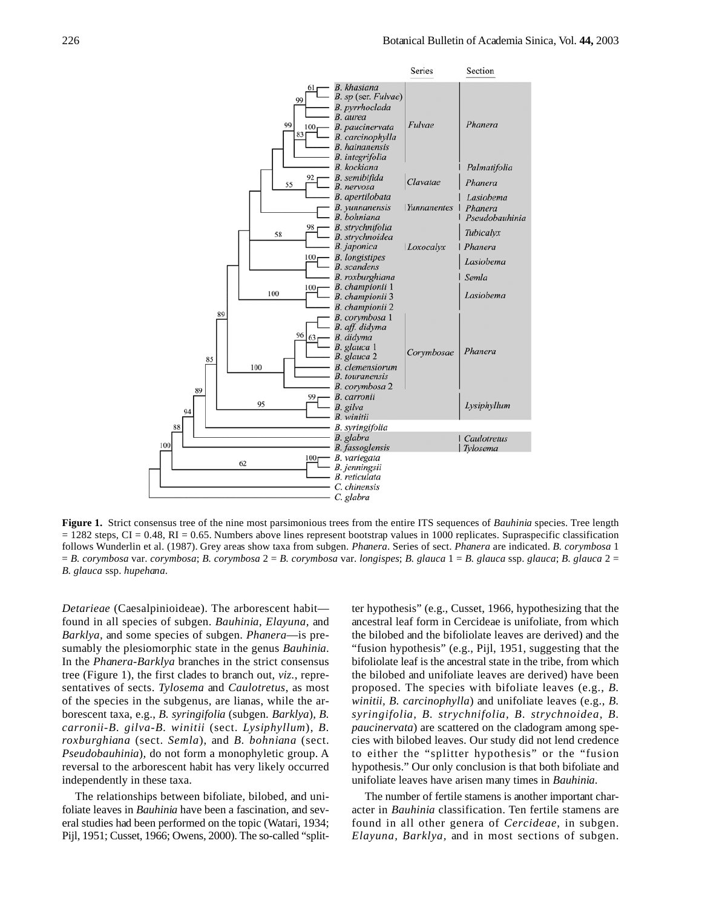**Figure 1.** Strict consensus tree of the nine most parsimonious trees from the entire ITS sequences of *Bauhinia* species. Tree length = 1282 steps, CI = 0.48, RI = 0.65. Numbers above lines represent bootstrap values in 1000 replicates. Supraspecific classification follows Wunderlin et al. (1987). Grey areas show taxa from subgen. *Phanera*. Series of sect. *Phanera* are indicated. *B. corymbosa* 1 = *B. corymbosa* var. *corymbosa*; *B. corymbosa* 2 = *B. corymbosa* var. *longispes*; *B. glauca* 1 = *B. glauca* ssp. *glauca*; *B. glauca* 2 = *B. glauca* ssp. *hupehana*.

*Detarieae* (Caesalpinioideae). The arborescent habit—found in all species of subgen. *Bauhinia*, *Elayuna*, and *Barklya,* and some species of subgen. *Phanera*—is presumably the plesiomorphic state in the genus *Bauhinia*. In the *Phanera-Barklya* branches in the strict consensus tree (Figure 1), the first clades to branch out, *viz.*, representatives of sects. *Tylosema* and *Caulotretus*, as most of the species in the subgenus, are lianas, while the arborescent taxa, e.g., *B. syringifolia* (subgen. *Barklya*), *B. carronii-B. gilva-B. winitii* (sect. *Lysiphyllum*), *B. roxburghiana* (sect. *Semla*), and *B. bohniana* (sect. *Pseudobauhinia*), do not form a monophyletic group. A reversal to the arborescent habit has very likely occurred independently in these taxa.

The relationships between bifoliate, bilobed, and unifoliate leaves in *Bauhinia* have been a fascination, and several studies had been performed on the topic (Watari, 1934; Pijl, 1951; Cusset, 1966; Owens, 2000). The so-called "splitter hypothesis" (e.g., Cusset, 1966, hypothesizing that the ancestral leaf form in Cercideae is unifoliate, from which the bilobed and the bifoliolate leaves are derived) and the "fusion hypothesis" (e.g., Pijl, 1951, suggesting that the bifoliolate leaf is the ancestral state in the tribe, from which the bilobed and unifoliate leaves are derived) have been proposed. The species with bifoliate leaves (e.g., *B. winitii*, *B. carcinophylla*) and unifoliate leaves (e.g., *B. syringifolia*, *B. strychnifolia*, *B. strychnoidea*, *B. paucinervata*) are scattered on the cladogram among species with bilobed leaves. Our study did not lend credence to either the "splitter hypothesis" or the "fusion hypothesis." Our only conclusion is that both bifoliate and unifoliate leaves have arisen many times in *Bauhinia*.

The number of fertile stamens is another important character in *Bauhinia* classification. Ten fertile stamens are found in all other genera of *Cercideae*, in subgen. *Elayuna*, *Barklya,* and in most sections of subgen.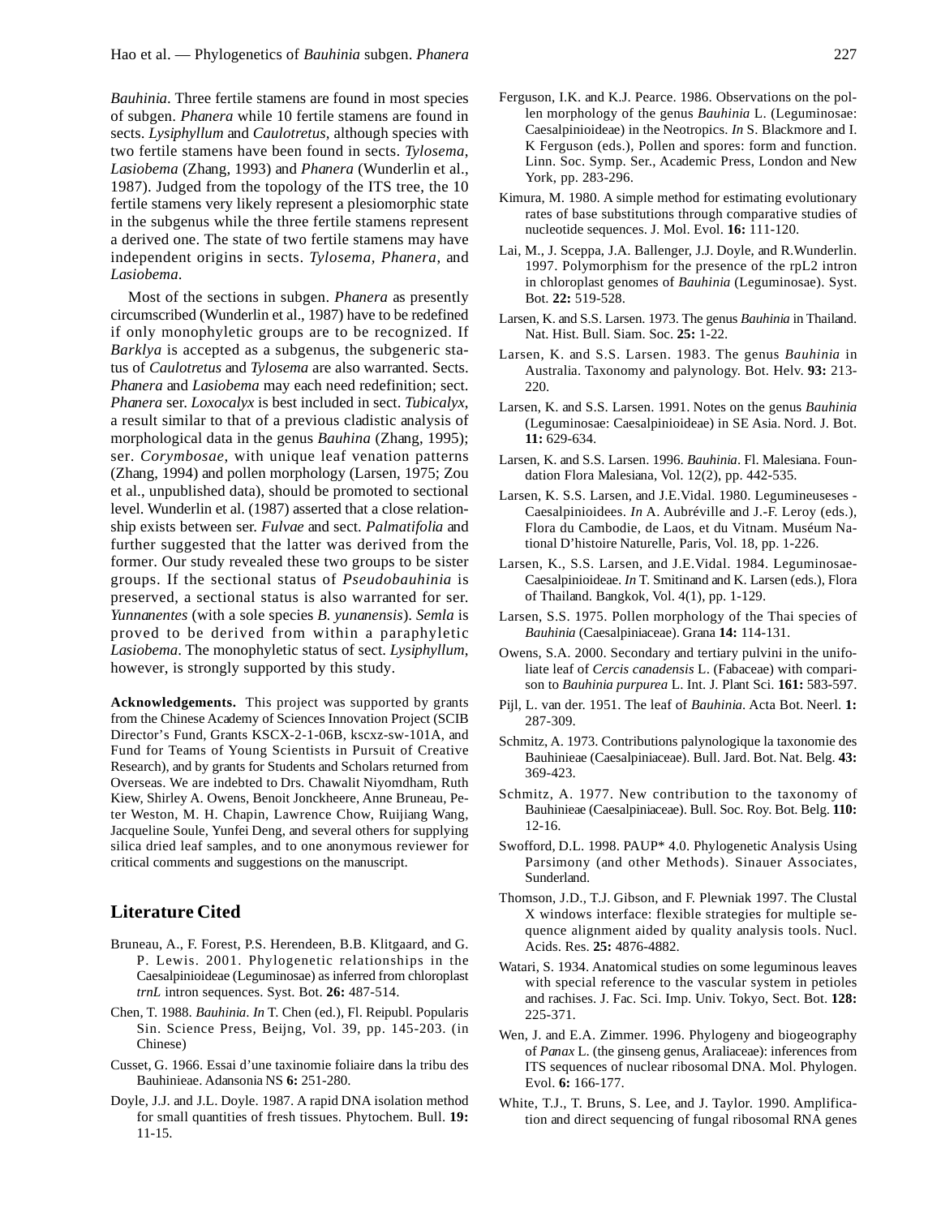*Bauhinia*. Three fertile stamens are found in most species of subgen. *Phanera* while 10 fertile stamens are found in sects. *Lysiphyllum* and *Caulotretus*, although species with two fertile stamens have been found in sects. *Tylosema*, *Lasiobema* (Zhang, 1993) and *Phanera* (Wunderlin et al., 1987). Judged from the topology of the ITS tree, the 10 fertile stamens very likely represent a plesiomorphic state in the subgenus while the three fertile stamens represent a derived one. The state of two fertile stamens may have independent origins in sects. *Tylosema*, *Phanera*, and *Lasiobema*.

Most of the sections in subgen. *Phanera* as presently circumscribed (Wunderlin et al., 1987) have to be redefined if only monophyletic groups are to be recognized. If *Barklya* is accepted as a subgenus, the subgeneric status of *Caulotretus* and *Tylosema* are also warranted. Sects. *Phanera* and *Lasiobema* may each need redefinition; sect. *Phanera* ser. *Loxocalyx* is best included in sect. *Tubicalyx*, a result similar to that of a previous cladistic analysis of morphological data in the genus *Bauhina* (Zhang, 1995); ser. *Corymbosae*, with unique leaf venation patterns (Zhang, 1994) and pollen morphology (Larsen, 1975; Zou et al., unpublished data), should be promoted to sectional level. Wunderlin et al. (1987) asserted that a close relationship exists between ser. *Fulvae* and sect. *Palmatifolia* and further suggested that the latter was derived from the former. Our study revealed these two groups to be sister groups. If the sectional status of *Pseudobauhinia* is preserved, a sectional status is also warranted for ser. *Yunnanentes* (with a sole species *B. yunanensis*). *Semla* is proved to be derived from within a paraphyletic *Lasiobema*. The monophyletic status of sect. *Lysiphyllum*, however, is strongly supported by this study.

**Acknowledgements.** This project was supported by grants from the Chinese Academy of Sciences Innovation Project (SCIB Director's Fund, Grants KSCX-2-1-06B, kscxz-sw-101A, and Fund for Teams of Young Scientists in Pursuit of Creative Research), and by grants for Students and Scholars returned from Overseas. We are indebted to Drs. Chawalit Niyomdham, Ruth Kiew, Shirley A. Owens, Benoit Jonckheere, Anne Bruneau, Peter Weston, M. H. Chapin, Lawrence Chow, Ruijiang Wang, Jacqueline Soule, Yunfei Deng, and several others for supplying silica dried leaf samples, and to one anonymous reviewer for critical comments and suggestions on the manuscript.

## Literature Cited

Bruneau, A., F. Forest, P.S. Herendeen, B.B. Klitgaard, and G. P. Lewis. 2001. Phylogenetic relationships in the Caesalpinioideae (Leguminosae) as inferred from chloroplast *trnL* intron sequences. Syst. Bot. **26:** 487-514.

Chen, T. 1988. *Bauhinia*. *In* T. Chen (ed.), Fl. Reipubl. Popularis Sin. Science Press, Beijng, Vol. 39, pp. 145-203. (in Chinese)

Cusset, G. 1966. Essai d'une taxinomie foliaire dans la tribu des Bauhinieae. Adansonia NS **6:** 251-280.

Doyle, J.J. and J.L. Doyle. 1987. A rapid DNA isolation method for small quantities of fresh tissues. Phytochem. Bull. **19:** 11-15.

Ferguson, I.K. and K.J. Pearce. 1986. Observations on the pollen morphology of the genus *Bauhinia* L. (Leguminosae: Caesalpinioideae) in the Neotropics. *In* S. Blackmore and I. K Ferguson (eds.), Pollen and spores: form and function. Linn. Soc. Symp. Ser., Academic Press, London and New York, pp. 283-296.

Kimura, M. 1980. A simple method for estimating evolutionary rates of base substitutions through comparative studies of nucleotide sequences. J. Mol. Evol. **16:** 111-120.

Lai, M., J. Sceppa, J.A. Ballenger, J.J. Doyle, and R.Wunderlin. 1997. Polymorphism for the presence of the rpL2 intron in chloroplast genomes of *Bauhinia* (Leguminosae). Syst. Bot. **22:** 519-528.

Larsen, K. and S.S. Larsen. 1973. The genus *Bauhinia* in Thailand. Nat. Hist. Bull. Siam. Soc. **25:** 1-22.

Larsen, K. and S.S. Larsen. 1983. The genus *Bauhinia* in Australia. Taxonomy and palynology. Bot. Helv. **93:** 213-220.

Larsen, K. and S.S. Larsen. 1991. Notes on the genus *Bauhinia* (Leguminosae: Caesalpinioideae) in SE Asia. Nord. J. Bot. **11:** 629-634.

Larsen, K. and S.S. Larsen. 1996. *Bauhinia*. Fl. Malesiana. Foundation Flora Malesiana, Vol. 12(2), pp. 442-535.

Larsen, K. S.S. Larsen, and J.E.Vidal. 1980. Legumineuseses - Caesalpinioidees. *In* A. Aubréville and J.-F. Leroy (eds.), Flora du Cambodie, de Laos, et du Vitnam. Muséum National D'histoire Naturelle, Paris, Vol. 18, pp. 1-226.

Larsen, K., S.S. Larsen, and J.E.Vidal. 1984. Leguminosae-Caesalpinioideae. *In* T. Smitinand and K. Larsen (eds.), Flora of Thailand. Bangkok, Vol. 4(1), pp. 1-129.

Larsen, S.S. 1975. Pollen morphology of the Thai species of *Bauhinia* (Caesalpiniaceae). Grana **14:** 114-131.

Owens, S.A. 2000. Secondary and tertiary pulvini in the unifoliate leaf of *Cercis canadensis* L. (Fabaceae) with comparison to *Bauhinia purpurea* L. Int. J. Plant Sci. **161:** 583-597.

Pijl, L. van der. 1951. The leaf of *Bauhinia*. Acta Bot. Neerl. **1:** 287-309.

Schmitz, A. 1973. Contributions palynologique la taxonomie des Bauhinieae (Caesalpiniaceae). Bull. Jard. Bot. Nat. Belg. **43:** 369-423.

Schmitz, A. 1977. New contribution to the taxonomy of Bauhinieae (Caesalpiniaceae). Bull. Soc. Roy. Bot. Belg. **110:** 12-16.

Swofford, D.L. 1998. PAUP* 4.0. Phylogenetic Analysis Using Parsimony (and other Methods). Sinauer Associates, Sunderland.

Thomson, J.D., T.J. Gibson, and F. Plewniak 1997. The Clustal X windows interface: flexible strategies for multiple sequence alignment aided by quality analysis tools. Nucl. Acids. Res. **25:** 4876-4882.

Watari, S. 1934. Anatomical studies on some leguminous leaves with special reference to the vascular system in petioles and rachises. J. Fac. Sci. Imp. Univ. Tokyo, Sect. Bot. **128:** 225-371.

Wen, J. and E.A. Zimmer. 1996. Phylogeny and biogeography of *Panax* L. (the ginseng genus, Araliaceae): inferences from ITS sequences of nuclear ribosomal DNA. Mol. Phylogen. Evol. **6:** 166-177.

White, T.J., T. Bruns, S. Lee, and J. Taylor. 1990. Amplification and direct sequencing of fungal ribosomal RNA genes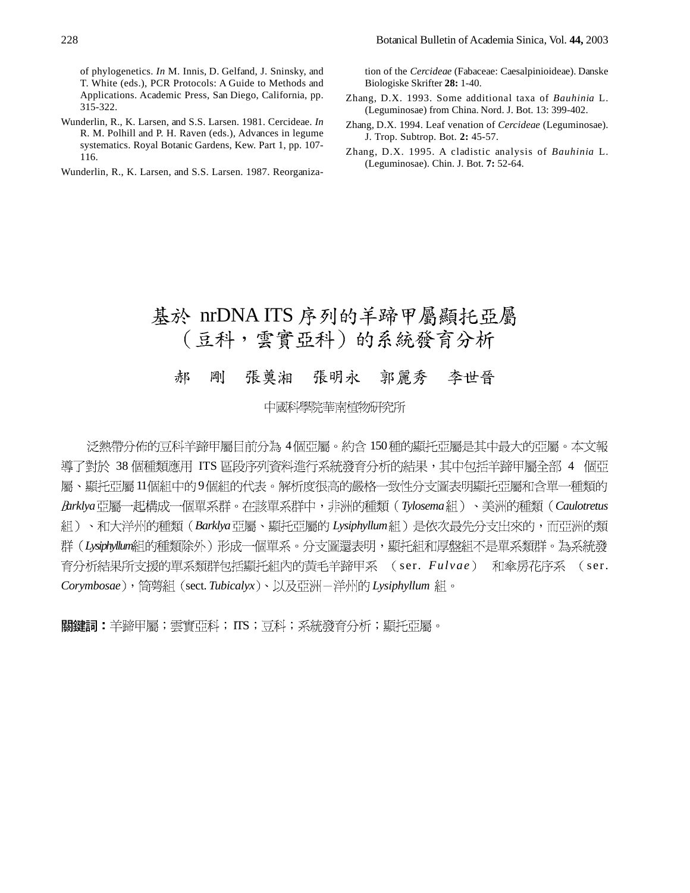of phylogenetics. *In* M. Innis, D. Gelfand, J. Sninsky, and T. White (eds.), PCR Protocols: A Guide to Methods and Applications. Academic Press, San Diego, California, pp. 315-322.

Wunderlin, R., K. Larsen, and S.S. Larsen. 1981. Cercideae. *In* R. M. Polhill and P. H. Raven (eds.), Advances in legume systematics. Royal Botanic Gardens, Kew. Part 1, pp. 107-116.

Wunderlin, R., K. Larsen, and S.S. Larsen. 1987. Reorganization of the *Cercideae* (Fabaceae: Caesalpinioideae). Danske Biologiske Skrifter **28:** 1-40.

Zhang, D.X. 1993. Some additional taxa of *Bauhinia* L. (Leguminosae) from China. Nord. J. Bot. 13: 399-402.

Zhang, D.X. 1994. Leaf venation of *Cercideae* (Leguminosae). J. Trop. Subtrop. Bot. **2:** 45-57.

Zhang, D.X. 1995. A cladistic analysis of *Bauhinia* L. (Leguminosae). Chin. J. Bot. **7:** 52-64.

# 基於 nrDNA ITS 序列的羊蹄甲屬顯托亞屬（豆科，雲實亞科）的系統發育分析

郝　剛　張奠湘　張明永　郭麗秀　李世晉

中國科學院華南植物研究所

泛熱帶分佈的豆科羊蹄甲屬目前分為 4個亞屬。約含 150種的顯托亞屬是其中最大的亞屬。本文報導了對於 38 個種類應用 ITS 區段序列資料進行系統發育分析的結果，其中包括羊蹄甲屬全部 4 個亞屬、顯托亞屬 11個組中的9個組的代表。解析度很高的嚴格一致性分支圖表明顯托亞屬和含單一種類的 *Barklya* 亞屬一起構成一個單系群。在該單系群中，非洲的種類（*Tylosema* 組）、美洲的種類（*Caulotretus* 組）、和大洋州的種類（*Barklya* 亞屬、顯托亞屬的 *Lysiphyllum* 組）是依次最先分支出來的，而亞洲的類群（*Lysiphyllum*組的種類除外）形成一個單系。分支圖還表明，顯托組和厚盤組不是單系類群。為系統發育分析結果所支援的單系類群包括顯托組內的黃毛羊蹄甲系 （ser. *Fulvae*） 和傘房花序系 （ser. *Corymbosae*），筒萼組（sect. *Tubicalyx*）、以及亞洲－洋州的 *Lysiphyllum* 組。

**關鍵詞：**羊蹄甲屬；雲實亞科；ITS；豆科；系統發育分析；顯托亞屬。